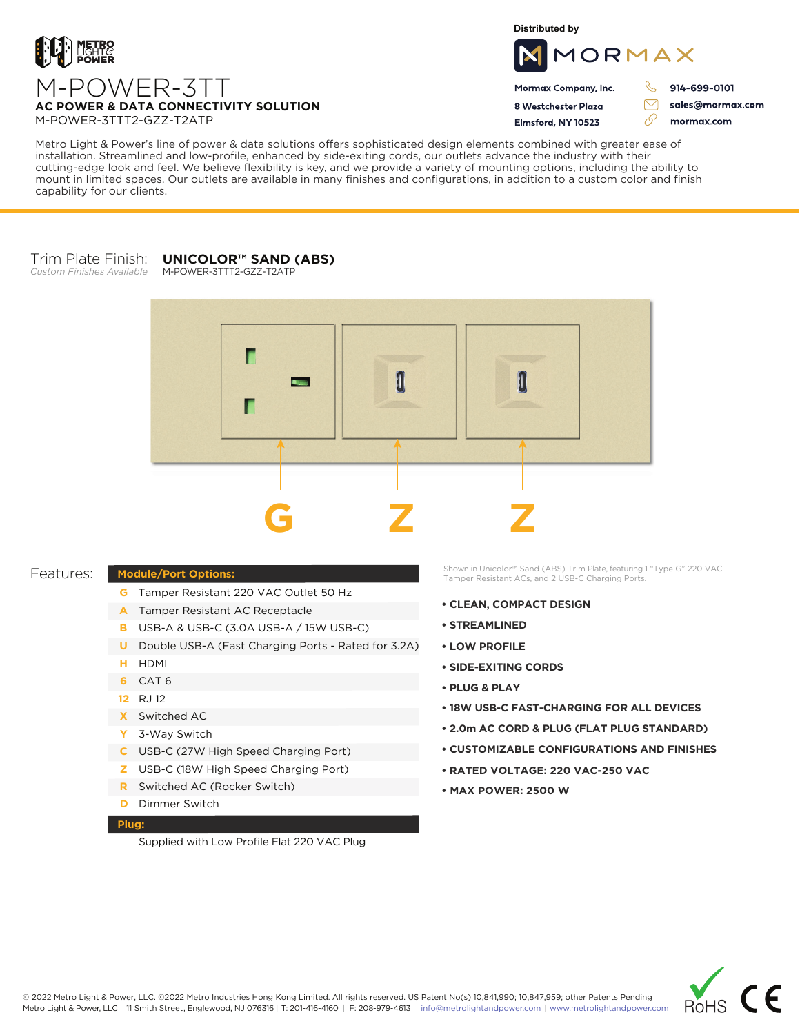METRO LIGHT & POWER

# M-POWER-3TT

**AC POWER & DATA CONNECTIVITY SOLUTION**

M-POWER-3TTT2-GZZ-T2ATP

Distributed by

MORMAX

**Mormax Company, Inc.**
**8 Westchester Plaza**
**Elmsford, NY 10523**

**914-699-0101**
**sales@mormax.com**
**mormax.com**

Metro Light & Power's line of power & data solutions offers sophisticated design elements combined with greater ease of installation. Streamlined and low-profile, enhanced by side-exiting cords, our outlets advance the industry with their cutting-edge look and feel. We believe flexibility is key, and we provide a variety of mounting options, including the ability to mount in limited spaces. Our outlets are available in many finishes and configurations, in addition to a custom color and finish capability for our clients.

Trim Plate Finish: **UNICOLOR™ SAND (ABS)**
*Custom Finishes Available*
M-POWER-3TTT2-GZZ-T2ATP

G   Z   Z

Shown in Unicolor™ Sand (ABS) Trim Plate, featuring 1 "Type G" 220 VAC Tamper Resistant ACs, and 2 USB-C Charging Ports.

## Features:

| Module/Port Options: | |
|---|---|
| G | Tamper Resistant 220 VAC Outlet 50 Hz |
| A | Tamper Resistant AC Receptacle |
| B | USB-A & USB-C (3.0A USB-A / 15W USB-C) |
| U | Double USB-A (Fast Charging Ports - Rated for 3.2A) |
| H | HDMI |
| 6 | CAT 6 |
| 12 | RJ 12 |
| X | Switched AC |
| Y | 3-Way Switch |
| C | USB-C (27W High Speed Charging Port) |
| Z | USB-C (18W High Speed Charging Port) |
| R | Switched AC (Rocker Switch) |
| D | Dimmer Switch |

**Plug:**

Supplied with Low Profile Flat 220 VAC Plug

- **CLEAN, COMPACT DESIGN**
- **STREAMLINED**
- **LOW PROFILE**
- **SIDE-EXITING CORDS**
- **PLUG & PLAY**
- **18W USB-C FAST-CHARGING FOR ALL DEVICES**
- **2.0m AC CORD & PLUG (FLAT PLUG STANDARD)**
- **CUSTOMIZABLE CONFIGURATIONS AND FINISHES**
- **RATED VOLTAGE: 220 VAC-250 VAC**
- **MAX POWER: 2500 W**

© 2022 Metro Light & Power, LLC. ©2022 Metro Industries Hong Kong Limited. All rights reserved. US Patent No(s) 10,841,990; 10,847,959; other Patents Pending
Metro Light & Power, LLC | 11 Smith Street, Englewood, NJ 076316 | T: 201-416-4160 | F: 208-979-4613 | info@metrolightandpower.com | www.metrolightandpower.com

RoHS CE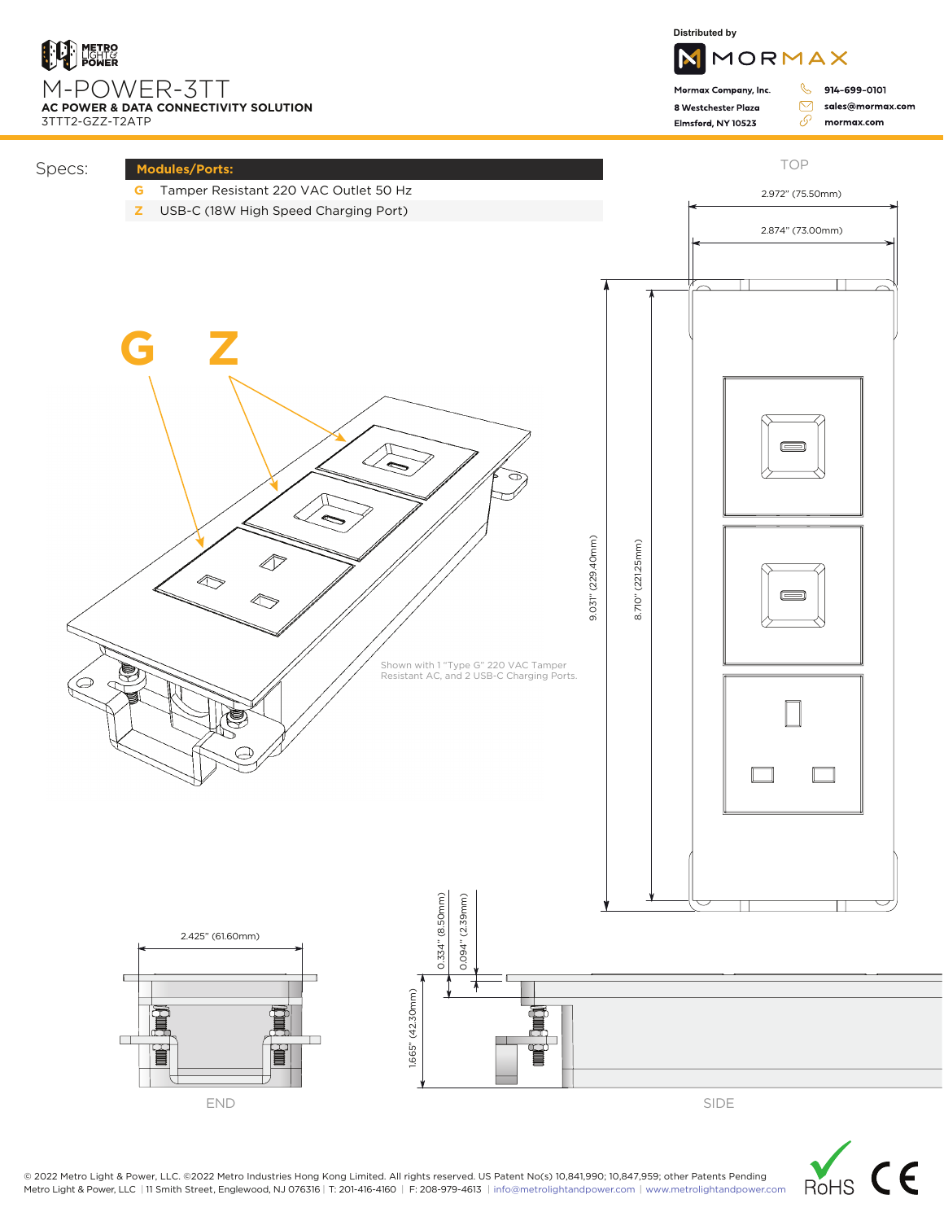# M-POWER-3TT

**AC POWER & DATA CONNECTIVITY SOLUTION**

3TTT2-GZZ-T2ATP

Distributed by

MORMAX

Mormax Company, Inc.
8 Westchester Plaza
Elmsford, NY 10523

914-699-0101
sales@mormax.com
mormax.com

Specs:

| Modules/Ports: | |
|---|---|
| G | Tamper Resistant 220 VAC Outlet 50 Hz |
| Z | USB-C (18W High Speed Charging Port) |

G Z

Shown with 1 "Type G" 220 VAC Tamper Resistant AC, and 2 USB-C Charging Ports.

TOP

2.972" (75.50mm)

2.874" (73.00mm)

9.031" (229.40mm)

8.710" (221.25mm)

2.425" (61.60mm)

END

0.334" (8.50mm)

0.094" (2.39mm)

1.665" (42.30mm)

SIDE

© 2022 Metro Light & Power, LLC. ©2022 Metro Industries Hong Kong Limited. All rights reserved. US Patent No(s) 10,841,990; 10,847,959; other Patents Pending
Metro Light & Power, LLC | 11 Smith Street, Englewood, NJ 076316 | T: 201-416-4160 | F: 208-979-4613 | info@metrolightandpower.com | www.metrolightandpower.com

RoHS CE